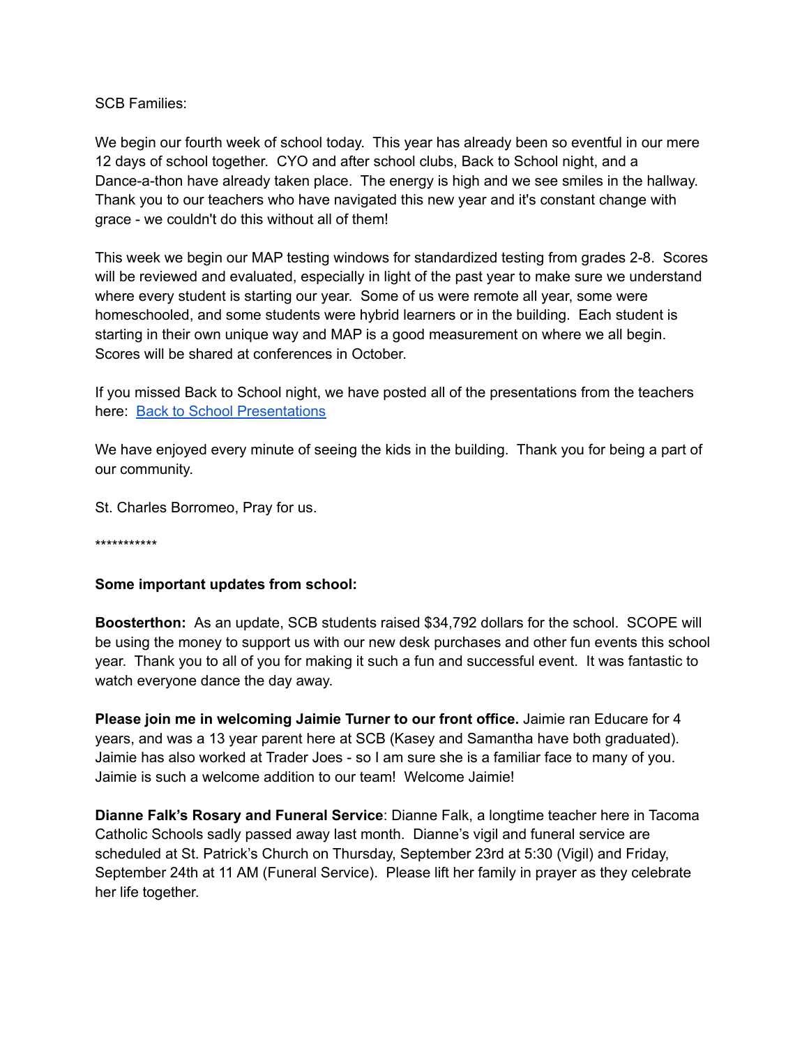SCB Families:

We begin our fourth week of school today. This year has already been so eventful in our mere 12 days of school together. CYO and after school clubs, Back to School night, and a Dance-a-thon have already taken place. The energy is high and we see smiles in the hallway. Thank you to our teachers who have navigated this new year and it's constant change with grace - we couldn't do this without all of them!

This week we begin our MAP testing windows for standardized testing from grades 2-8. Scores will be reviewed and evaluated, especially in light of the past year to make sure we understand where every student is starting our year. Some of us were remote all year, some were homeschooled, and some students were hybrid learners or in the building. Each student is starting in their own unique way and MAP is a good measurement on where we all begin. Scores will be shared at conferences in October.

If you missed Back to School night, we have posted all of the presentations from the teachers here: [Back to School Presentations]

We have enjoyed every minute of seeing the kids in the building. Thank you for being a part of our community.

St. Charles Borromeo, Pray for us.

***********

**Some important updates from school:**

**Boosterthon:** As an update, SCB students raised $34,792 dollars for the school. SCOPE will be using the money to support us with our new desk purchases and other fun events this school year. Thank you to all of you for making it such a fun and successful event. It was fantastic to watch everyone dance the day away.

**Please join me in welcoming Jaimie Turner to our front office.** Jaimie ran Educare for 4 years, and was a 13 year parent here at SCB (Kasey and Samantha have both graduated). Jaimie has also worked at Trader Joes - so I am sure she is a familiar face to many of you. Jaimie is such a welcome addition to our team! Welcome Jaimie!

**Dianne Falk's Rosary and Funeral Service**: Dianne Falk, a longtime teacher here in Tacoma Catholic Schools sadly passed away last month. Dianne's vigil and funeral service are scheduled at St. Patrick's Church on Thursday, September 23rd at 5:30 (Vigil) and Friday, September 24th at 11 AM (Funeral Service). Please lift her family in prayer as they celebrate her life together.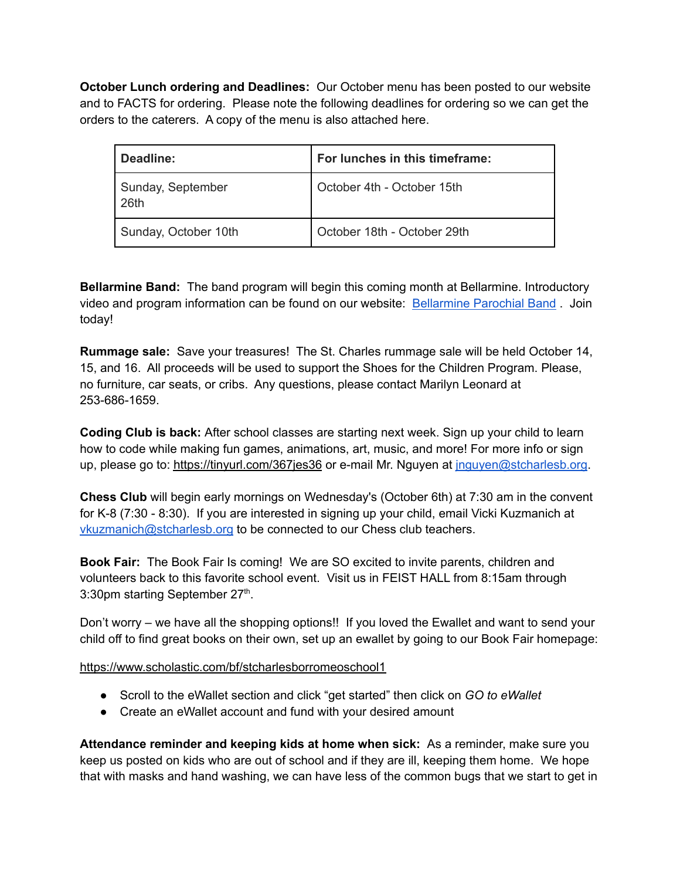**October Lunch ordering and Deadlines:** Our October menu has been posted to our website and to FACTS for ordering. Please note the following deadlines for ordering so we can get the orders to the caterers. A copy of the menu is also attached here.

| **Deadline:** | **For lunches in this timeframe:** |
|---|---|
| Sunday, September 26th | October 4th - October 15th |
| Sunday, October 10th | October 18th - October 29th |

**Bellarmine Band:** The band program will begin this coming month at Bellarmine. Introductory video and program information can be found on our website: [Bellarmine Parochial Band](). Join today!

**Rummage sale:** Save your treasures! The St. Charles rummage sale will be held October 14, 15, and 16. All proceeds will be used to support the Shoes for the Children Program. Please, no furniture, car seats, or cribs. Any questions, please contact Marilyn Leonard at 253-686-1659.

**Coding Club is back:** After school classes are starting next week. Sign up your child to learn how to code while making fun games, animations, art, music, and more! For more info or sign up, please go to: https://tinyurl.com/367jes36 or e-mail Mr. Nguyen at jnguyen@stcharlesb.org.

**Chess Club** will begin early mornings on Wednesday's (October 6th) at 7:30 am in the convent for K-8 (7:30 - 8:30). If you are interested in signing up your child, email Vicki Kuzmanich at vkuzmanich@stcharlesb.org to be connected to our Chess club teachers.

**Book Fair:** The Book Fair Is coming! We are SO excited to invite parents, children and volunteers back to this favorite school event. Visit us in FEIST HALL from 8:15am through 3:30pm starting September 27th.

Don't worry – we have all the shopping options!! If you loved the Ewallet and want to send your child off to find great books on their own, set up an ewallet by going to our Book Fair homepage:

https://www.scholastic.com/bf/stcharlesborromeoschool1

- Scroll to the eWallet section and click "get started" then click on *GO to eWallet*
- Create an eWallet account and fund with your desired amount

**Attendance reminder and keeping kids at home when sick:** As a reminder, make sure you keep us posted on kids who are out of school and if they are ill, keeping them home. We hope that with masks and hand washing, we can have less of the common bugs that we start to get in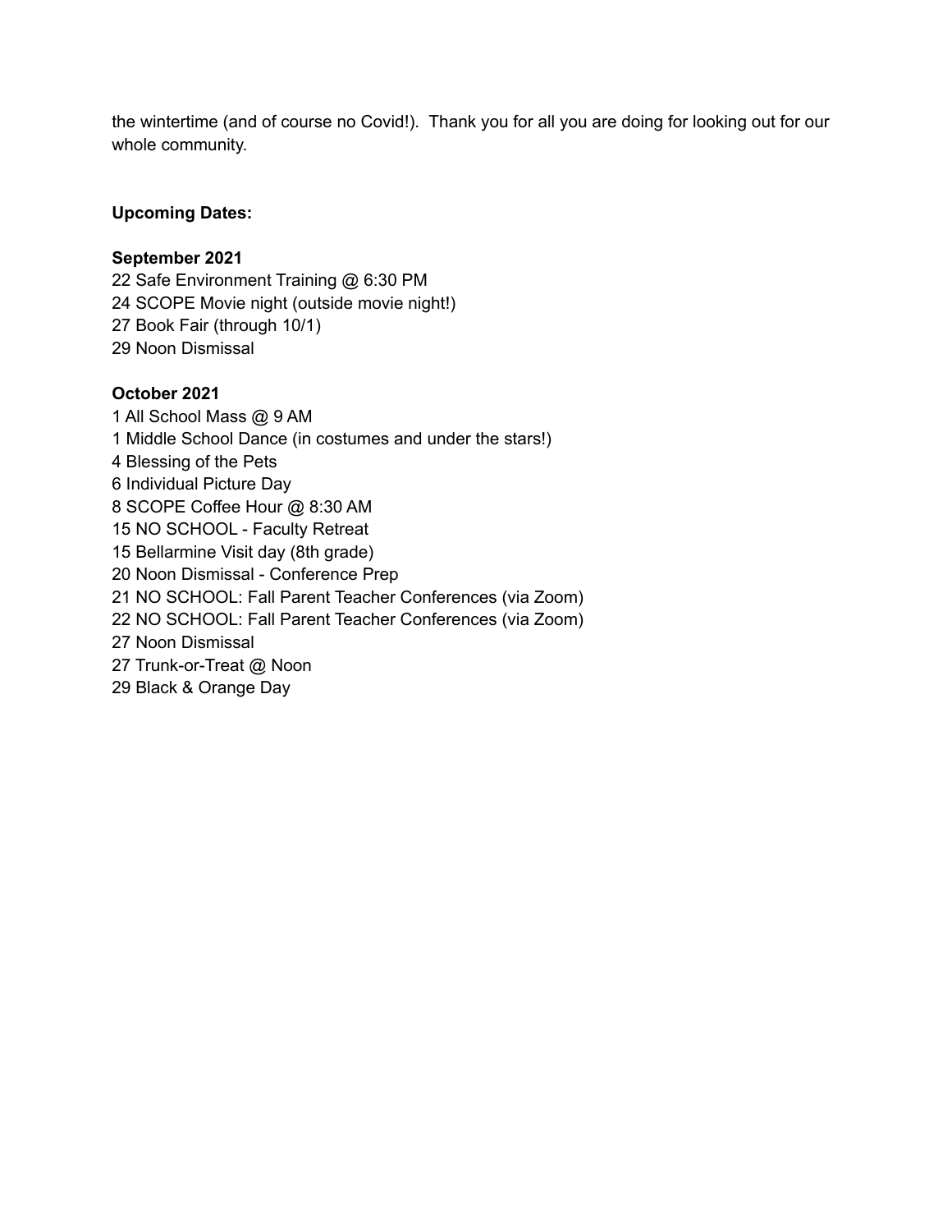the wintertime (and of course no Covid!). Thank you for all you are doing for looking out for our whole community.

**Upcoming Dates:**

**September 2021**
22 Safe Environment Training @ 6:30 PM
24 SCOPE Movie night (outside movie night!)
27 Book Fair (through 10/1)
29 Noon Dismissal

**October 2021**
1 All School Mass @ 9 AM
1 Middle School Dance (in costumes and under the stars!)
4 Blessing of the Pets
6 Individual Picture Day
8 SCOPE Coffee Hour @ 8:30 AM
15 NO SCHOOL - Faculty Retreat
15 Bellarmine Visit day (8th grade)
20 Noon Dismissal - Conference Prep
21 NO SCHOOL: Fall Parent Teacher Conferences (via Zoom)
22 NO SCHOOL: Fall Parent Teacher Conferences (via Zoom)
27 Noon Dismissal
27 Trunk-or-Treat @ Noon
29 Black & Orange Day